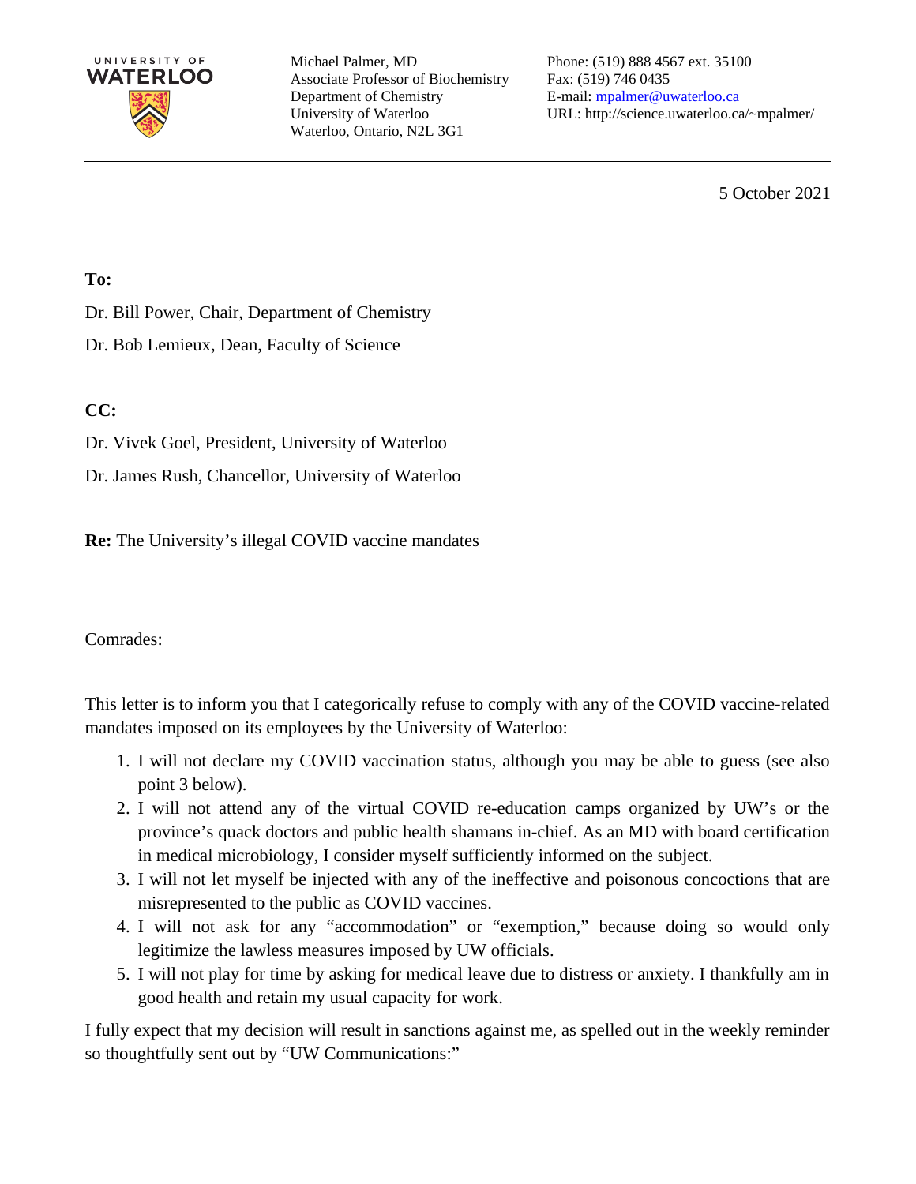UNIVERSITY OF WATERLOO

Michael Palmer, MD
Associate Professor of Biochemistry
Department of Chemistry
University of Waterloo
Waterloo, Ontario, N2L 3G1

Phone: (519) 888 4567 ext. 35100
Fax: (519) 746 0435
E-mail: mpalmer@uwaterloo.ca
URL: http://science.uwaterloo.ca/~mpalmer/

---

5 October 2021

**To:**

Dr. Bill Power, Chair, Department of Chemistry

Dr. Bob Lemieux, Dean, Faculty of Science

**CC:**

Dr. Vivek Goel, President, University of Waterloo

Dr. James Rush, Chancellor, University of Waterloo

**Re:** The University's illegal COVID vaccine mandates

Comrades:

This letter is to inform you that I categorically refuse to comply with any of the COVID vaccine-related mandates imposed on its employees by the University of Waterloo:

1. I will not declare my COVID vaccination status, although you may be able to guess (see also point 3 below).
2. I will not attend any of the virtual COVID re-education camps organized by UW's or the province's quack doctors and public health shamans in-chief. As an MD with board certification in medical microbiology, I consider myself sufficiently informed on the subject.
3. I will not let myself be injected with any of the ineffective and poisonous concoctions that are misrepresented to the public as COVID vaccines.
4. I will not ask for any "accommodation" or "exemption," because doing so would only legitimize the lawless measures imposed by UW officials.
5. I will not play for time by asking for medical leave due to distress or anxiety. I thankfully am in good health and retain my usual capacity for work.

I fully expect that my decision will result in sanctions against me, as spelled out in the weekly reminder so thoughtfully sent out by "UW Communications:"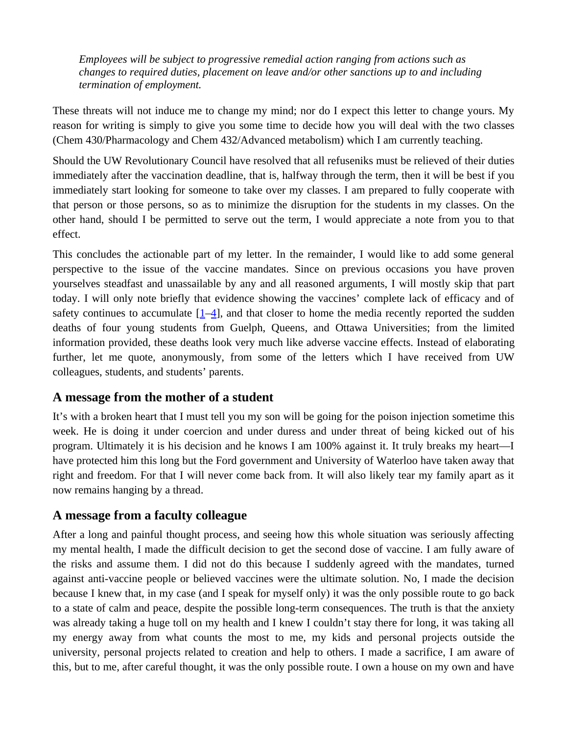*Employees will be subject to progressive remedial action ranging from actions such as changes to required duties, placement on leave and/or other sanctions up to and including termination of employment.*

These threats will not induce me to change my mind; nor do I expect this letter to change yours. My reason for writing is simply to give you some time to decide how you will deal with the two classes (Chem 430/Pharmacology and Chem 432/Advanced metabolism) which I am currently teaching.

Should the UW Revolutionary Council have resolved that all refuseniks must be relieved of their duties immediately after the vaccination deadline, that is, halfway through the term, then it will be best if you immediately start looking for someone to take over my classes. I am prepared to fully cooperate with that person or those persons, so as to minimize the disruption for the students in my classes. On the other hand, should I be permitted to serve out the term, I would appreciate a note from you to that effect.

This concludes the actionable part of my letter. In the remainder, I would like to add some general perspective to the issue of the vaccine mandates. Since on previous occasions you have proven yourselves steadfast and unassailable by any and all reasoned arguments, I will mostly skip that part today. I will only note briefly that evidence showing the vaccines' complete lack of efficacy and of safety continues to accumulate [1–4], and that closer to home the media recently reported the sudden deaths of four young students from Guelph, Queens, and Ottawa Universities; from the limited information provided, these deaths look very much like adverse vaccine effects. Instead of elaborating further, let me quote, anonymously, from some of the letters which I have received from UW colleagues, students, and students' parents.

## A message from the mother of a student

It's with a broken heart that I must tell you my son will be going for the poison injection sometime this week. He is doing it under coercion and under duress and under threat of being kicked out of his program. Ultimately it is his decision and he knows I am 100% against it. It truly breaks my heart—I have protected him this long but the Ford government and University of Waterloo have taken away that right and freedom. For that I will never come back from. It will also likely tear my family apart as it now remains hanging by a thread.

## A message from a faculty colleague

After a long and painful thought process, and seeing how this whole situation was seriously affecting my mental health, I made the difficult decision to get the second dose of vaccine. I am fully aware of the risks and assume them. I did not do this because I suddenly agreed with the mandates, turned against anti-vaccine people or believed vaccines were the ultimate solution. No, I made the decision because I knew that, in my case (and I speak for myself only) it was the only possible route to go back to a state of calm and peace, despite the possible long-term consequences. The truth is that the anxiety was already taking a huge toll on my health and I knew I couldn't stay there for long, it was taking all my energy away from what counts the most to me, my kids and personal projects outside the university, personal projects related to creation and help to others. I made a sacrifice, I am aware of this, but to me, after careful thought, it was the only possible route. I own a house on my own and have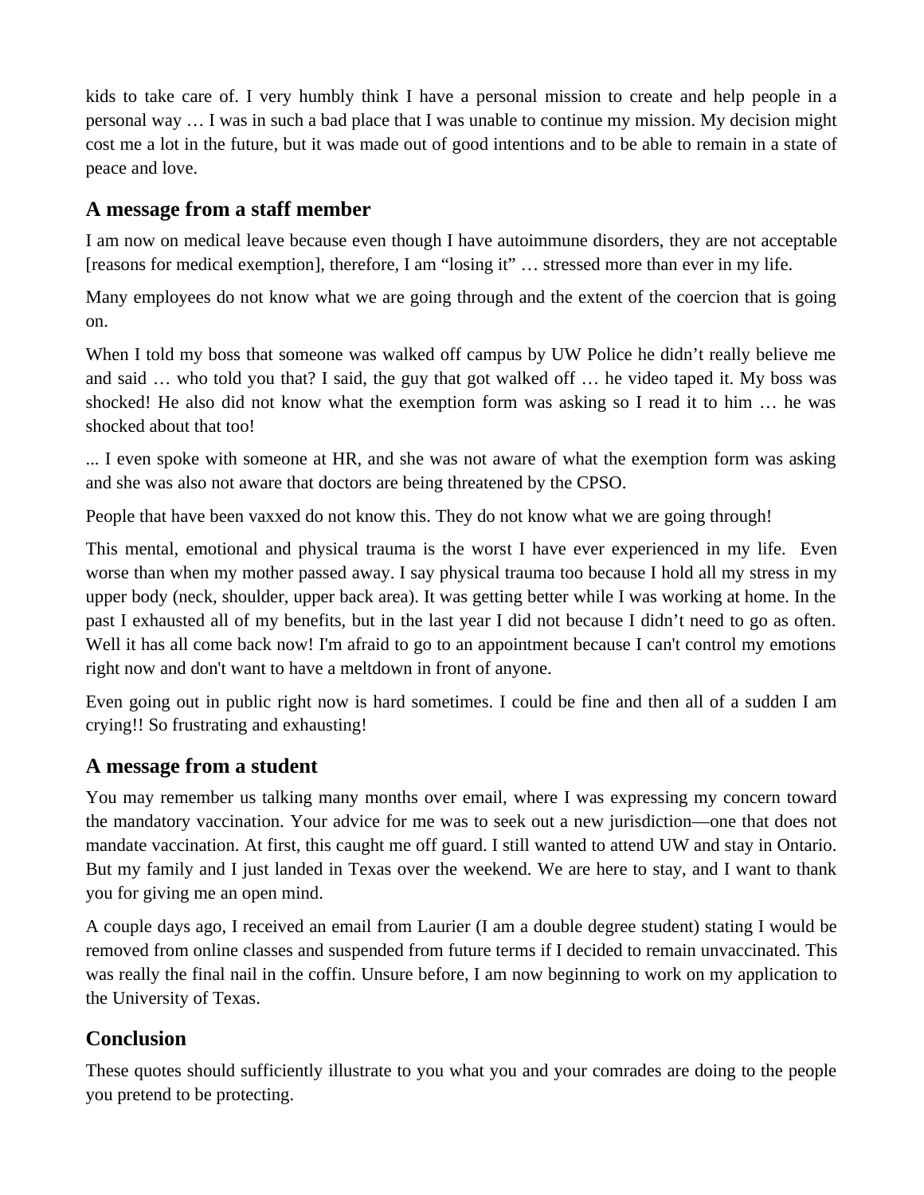kids to take care of. I very humbly think I have a personal mission to create and help people in a personal way … I was in such a bad place that I was unable to continue my mission. My decision might cost me a lot in the future, but it was made out of good intentions and to be able to remain in a state of peace and love.

## A message from a staff member

I am now on medical leave because even though I have autoimmune disorders, they are not acceptable [reasons for medical exemption], therefore, I am "losing it" … stressed more than ever in my life.

Many employees do not know what we are going through and the extent of the coercion that is going on.

When I told my boss that someone was walked off campus by UW Police he didn't really believe me and said … who told you that? I said, the guy that got walked off … he video taped it. My boss was shocked! He also did not know what the exemption form was asking so I read it to him … he was shocked about that too!

... I even spoke with someone at HR, and she was not aware of what the exemption form was asking and she was also not aware that doctors are being threatened by the CPSO.

People that have been vaxxed do not know this. They do not know what we are going through!

This mental, emotional and physical trauma is the worst I have ever experienced in my life. Even worse than when my mother passed away. I say physical trauma too because I hold all my stress in my upper body (neck, shoulder, upper back area). It was getting better while I was working at home. In the past I exhausted all of my benefits, but in the last year I did not because I didn't need to go as often. Well it has all come back now! I'm afraid to go to an appointment because I can't control my emotions right now and don't want to have a meltdown in front of anyone.

Even going out in public right now is hard sometimes. I could be fine and then all of a sudden I am crying!! So frustrating and exhausting!

## A message from a student

You may remember us talking many months over email, where I was expressing my concern toward the mandatory vaccination. Your advice for me was to seek out a new jurisdiction—one that does not mandate vaccination. At first, this caught me off guard. I still wanted to attend UW and stay in Ontario. But my family and I just landed in Texas over the weekend. We are here to stay, and I want to thank you for giving me an open mind.

A couple days ago, I received an email from Laurier (I am a double degree student) stating I would be removed from online classes and suspended from future terms if I decided to remain unvaccinated. This was really the final nail in the coffin. Unsure before, I am now beginning to work on my application to the University of Texas.

## Conclusion

These quotes should sufficiently illustrate to you what you and your comrades are doing to the people you pretend to be protecting.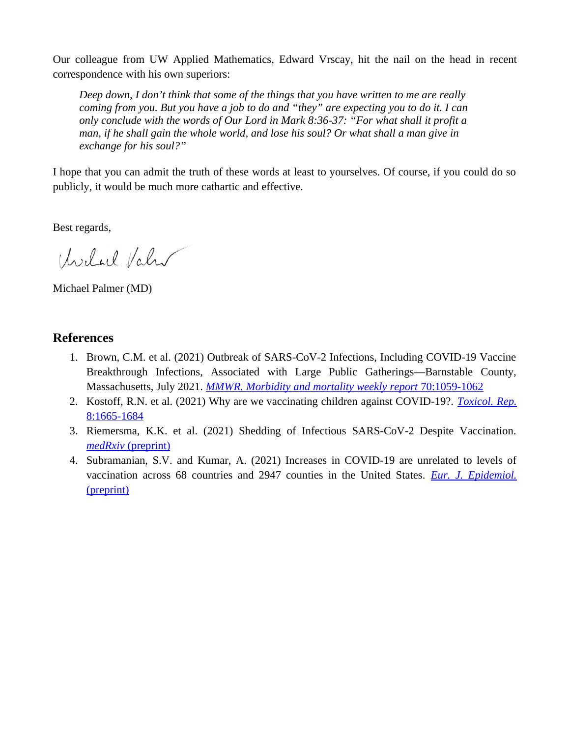Our colleague from UW Applied Mathematics, Edward Vrscay, hit the nail on the head in recent correspondence with his own superiors:

> *Deep down, I don't think that some of the things that you have written to me are really coming from you. But you have a job to do and "they" are expecting you to do it. I can only conclude with the words of Our Lord in Mark 8:36-37: "For what shall it profit a man, if he shall gain the whole world, and lose his soul? Or what shall a man give in exchange for his soul?"*

I hope that you can admit the truth of these words at least to yourselves. Of course, if you could do so publicly, it would be much more cathartic and effective.

Best regards,

Michael Palmer (MD)

## References

1. Brown, C.M. et al. (2021) Outbreak of SARS-CoV-2 Infections, Including COVID-19 Vaccine Breakthrough Infections, Associated with Large Public Gatherings—Barnstable County, Massachusetts, July 2021. *MMWR. Morbidity and mortality weekly report* 70:1059-1062
2. Kostoff, R.N. et al. (2021) Why are we vaccinating children against COVID-19?. *Toxicol. Rep.* 8:1665-1684
3. Riemersma, K.K. et al. (2021) Shedding of Infectious SARS-CoV-2 Despite Vaccination. *medRxiv* (preprint)
4. Subramanian, S.V. and Kumar, A. (2021) Increases in COVID-19 are unrelated to levels of vaccination across 68 countries and 2947 counties in the United States. *Eur. J. Epidemiol.* (preprint)